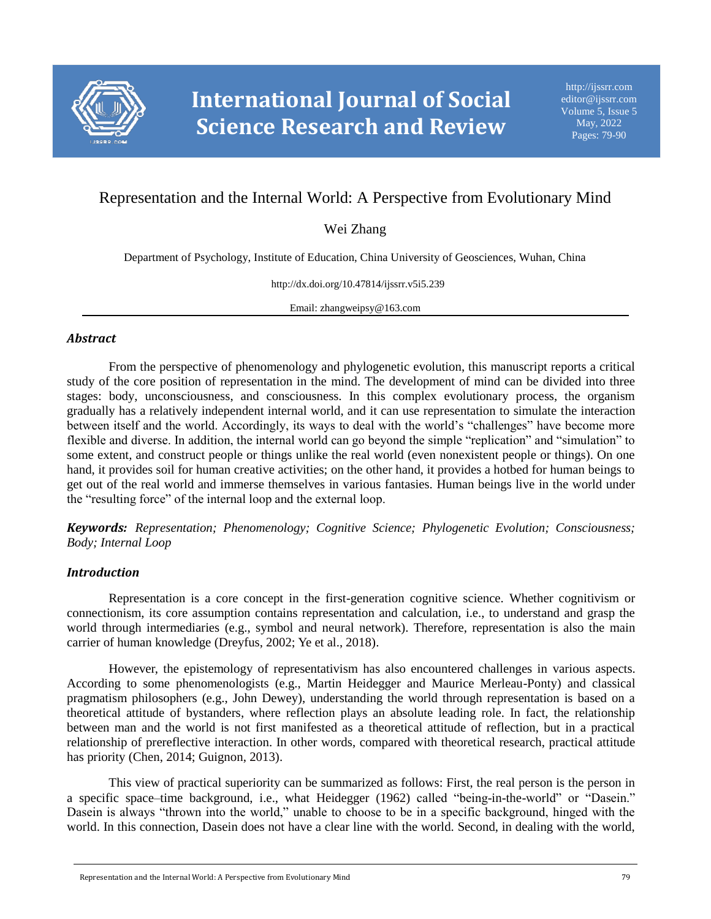# Representation and the Internal World: A Perspective from Evolutionary Mind

Wei Zhang

Department of Psychology, Institute of Education, China University of Geosciences, Wuhan, China

http://dx.doi.org/10.47814/ijssrr.v5i5.239

Email: zhangweipsy@163.com

## *Abstract*

From the perspective of phenomenology and phylogenetic evolution, this manuscript reports a critical study of the core position of representation in the mind. The development of mind can be divided into three stages: body, unconsciousness, and consciousness. In this complex evolutionary process, the organism gradually has a relatively independent internal world, and it can use representation to simulate the interaction between itself and the world. Accordingly, its ways to deal with the world's "challenges" have become more flexible and diverse. In addition, the internal world can go beyond the simple "replication" and "simulation" to some extent, and construct people or things unlike the real world (even nonexistent people or things). On one hand, it provides soil for human creative activities; on the other hand, it provides a hotbed for human beings to get out of the real world and immerse themselves in various fantasies. Human beings live in the world under the "resulting force" of the internal loop and the external loop.

***Keywords:*** *Representation; Phenomenology; Cognitive Science; Phylogenetic Evolution; Consciousness; Body; Internal Loop*

## *Introduction*

Representation is a core concept in the first-generation cognitive science. Whether cognitivism or connectionism, its core assumption contains representation and calculation, i.e., to understand and grasp the world through intermediaries (e.g., symbol and neural network). Therefore, representation is also the main carrier of human knowledge (Dreyfus, 2002; Ye et al., 2018).

However, the epistemology of representativism has also encountered challenges in various aspects. According to some phenomenologists (e.g., Martin Heidegger and Maurice Merleau-Ponty) and classical pragmatism philosophers (e.g., John Dewey), understanding the world through representation is based on a theoretical attitude of bystanders, where reflection plays an absolute leading role. In fact, the relationship between man and the world is not first manifested as a theoretical attitude of reflection, but in a practical relationship of prereflective interaction. In other words, compared with theoretical research, practical attitude has priority (Chen, 2014; Guignon, 2013).

This view of practical superiority can be summarized as follows: First, the real person is the person in a specific space–time background, i.e., what Heidegger (1962) called "being-in-the-world" or "Dasein." Dasein is always "thrown into the world," unable to choose to be in a specific background, hinged with the world. In this connection, Dasein does not have a clear line with the world. Second, in dealing with the world,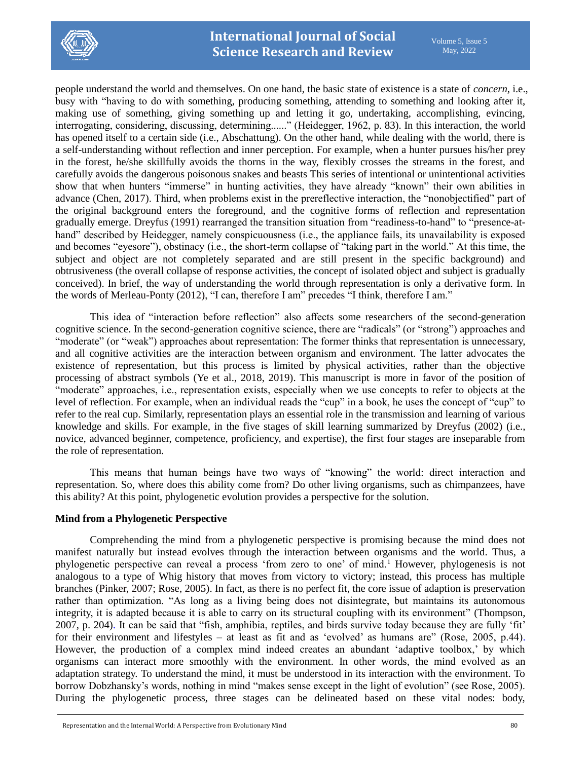people understand the world and themselves. On one hand, the basic state of existence is a state of *concern*, i.e., busy with "having to do with something, producing something, attending to something and looking after it, making use of something, giving something up and letting it go, undertaking, accomplishing, evincing, interrogating, considering, discussing, determining......" (Heidegger, 1962, p. 83). In this interaction, the world has opened itself to a certain side (i.e., Abschattung). On the other hand, while dealing with the world, there is a self-understanding without reflection and inner perception. For example, when a hunter pursues his/her prey in the forest, he/she skillfully avoids the thorns in the way, flexibly crosses the streams in the forest, and carefully avoids the dangerous poisonous snakes and beasts This series of intentional or unintentional activities show that when hunters "immerse" in hunting activities, they have already "known" their own abilities in advance (Chen, 2017). Third, when problems exist in the prereflective interaction, the "nonobjectified" part of the original background enters the foreground, and the cognitive forms of reflection and representation gradually emerge. Dreyfus (1991) rearranged the transition situation from "readiness-to-hand" to "presence-at-hand" described by Heidegger, namely conspicuousness (i.e., the appliance fails, its unavailability is exposed and becomes "eyesore"), obstinacy (i.e., the short-term collapse of "taking part in the world." At this time, the subject and object are not completely separated and are still present in the specific background) and obtrusiveness (the overall collapse of response activities, the concept of isolated object and subject is gradually conceived). In brief, the way of understanding the world through representation is only a derivative form. In the words of Merleau-Ponty (2012), "I can, therefore I am" precedes "I think, therefore I am."

This idea of "interaction before reflection" also affects some researchers of the second-generation cognitive science. In the second-generation cognitive science, there are "radicals" (or "strong") approaches and "moderate" (or "weak") approaches about representation: The former thinks that representation is unnecessary, and all cognitive activities are the interaction between organism and environment. The latter advocates the existence of representation, but this process is limited by physical activities, rather than the objective processing of abstract symbols (Ye et al., 2018, 2019). This manuscript is more in favor of the position of "moderate" approaches, i.e., representation exists, especially when we use concepts to refer to objects at the level of reflection. For example, when an individual reads the "cup" in a book, he uses the concept of "cup" to refer to the real cup. Similarly, representation plays an essential role in the transmission and learning of various knowledge and skills. For example, in the five stages of skill learning summarized by Dreyfus (2002) (i.e., novice, advanced beginner, competence, proficiency, and expertise), the first four stages are inseparable from the role of representation.

This means that human beings have two ways of "knowing" the world: direct interaction and representation. So, where does this ability come from? Do other living organisms, such as chimpanzees, have this ability? At this point, phylogenetic evolution provides a perspective for the solution.

### Mind from a Phylogenetic Perspective

Comprehending the mind from a phylogenetic perspective is promising because the mind does not manifest naturally but instead evolves through the interaction between organisms and the world. Thus, a phylogenetic perspective can reveal a process 'from zero to one' of mind.[1] However, phylogenesis is not analogous to a type of Whig history that moves from victory to victory; instead, this process has multiple branches (Pinker, 2007; Rose, 2005). In fact, as there is no perfect fit, the core issue of adaption is preservation rather than optimization. "As long as a living being does not disintegrate, but maintains its autonomous integrity, it is adapted because it is able to carry on its structural coupling with its environment" (Thompson, 2007, p. 204). It can be said that "fish, amphibia, reptiles, and birds survive today because they are fully 'fit' for their environment and lifestyles – at least as fit and as 'evolved' as humans are" (Rose, 2005, p.44). However, the production of a complex mind indeed creates an abundant 'adaptive toolbox,' by which organisms can interact more smoothly with the environment. In other words, the mind evolved as an adaptation strategy. To understand the mind, it must be understood in its interaction with the environment. To borrow Dobzhansky's words, nothing in mind "makes sense except in the light of evolution" (see Rose, 2005). During the phylogenetic process, three stages can be delineated based on these vital nodes: body,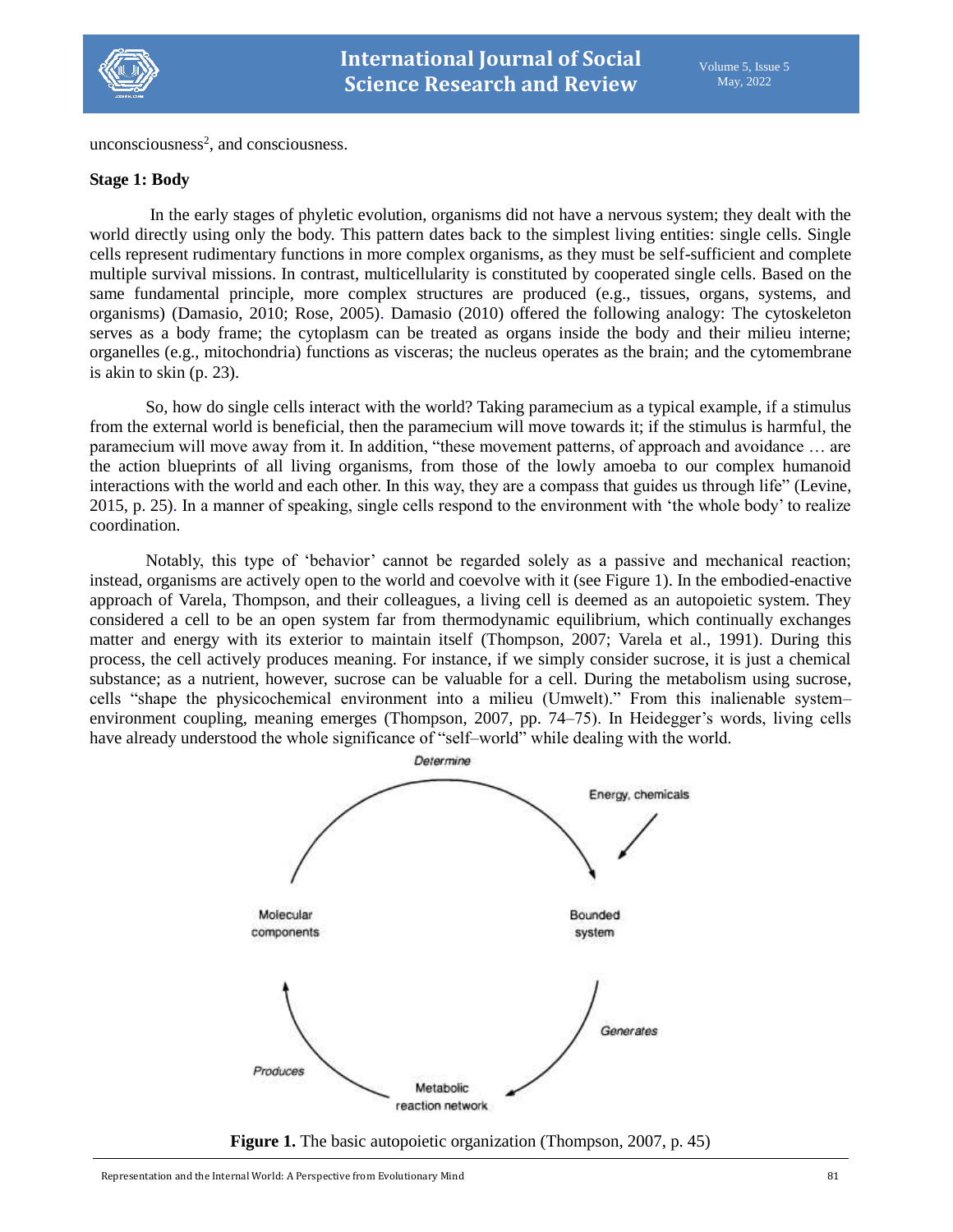unconsciousness[2], and consciousness.

**Stage 1: Body**

In the early stages of phyletic evolution, organisms did not have a nervous system; they dealt with the world directly using only the body. This pattern dates back to the simplest living entities: single cells. Single cells represent rudimentary functions in more complex organisms, as they must be self-sufficient and complete multiple survival missions. In contrast, multicellularity is constituted by cooperated single cells. Based on the same fundamental principle, more complex structures are produced (e.g., tissues, organs, systems, and organisms) (Damasio, 2010; Rose, 2005). Damasio (2010) offered the following analogy: The cytoskeleton serves as a body frame; the cytoplasm can be treated as organs inside the body and their milieu interne; organelles (e.g., mitochondria) functions as visceras; the nucleus operates as the brain; and the cytomembrane is akin to skin (p. 23).

So, how do single cells interact with the world? Taking paramecium as a typical example, if a stimulus from the external world is beneficial, then the paramecium will move towards it; if the stimulus is harmful, the paramecium will move away from it. In addition, "these movement patterns, of approach and avoidance … are the action blueprints of all living organisms, from those of the lowly amoeba to our complex humanoid interactions with the world and each other. In this way, they are a compass that guides us through life" (Levine, 2015, p. 25). In a manner of speaking, single cells respond to the environment with 'the whole body' to realize coordination.

Notably, this type of 'behavior' cannot be regarded solely as a passive and mechanical reaction; instead, organisms are actively open to the world and coevolve with it (see Figure 1). In the embodied-enactive approach of Varela, Thompson, and their colleagues, a living cell is deemed as an autopoietic system. They considered a cell to be an open system far from thermodynamic equilibrium, which continually exchanges matter and energy with its exterior to maintain itself (Thompson, 2007; Varela et al., 1991). During this process, the cell actively produces meaning. For instance, if we simply consider sucrose, it is just a chemical substance; as a nutrient, however, sucrose can be valuable for a cell. During the metabolism using sucrose, cells "shape the physicochemical environment into a milieu (Umwelt)." From this inalienable system–environment coupling, meaning emerges (Thompson, 2007, pp. 74–75). In Heidegger's words, living cells have already understood the whole significance of "self–world" while dealing with the world.

Determine

Energy, chemicals

Molecular components

Bounded system

Generates

Produces

Metabolic reaction network

**Figure 1.** The basic autopoietic organization (Thompson, 2007, p. 45)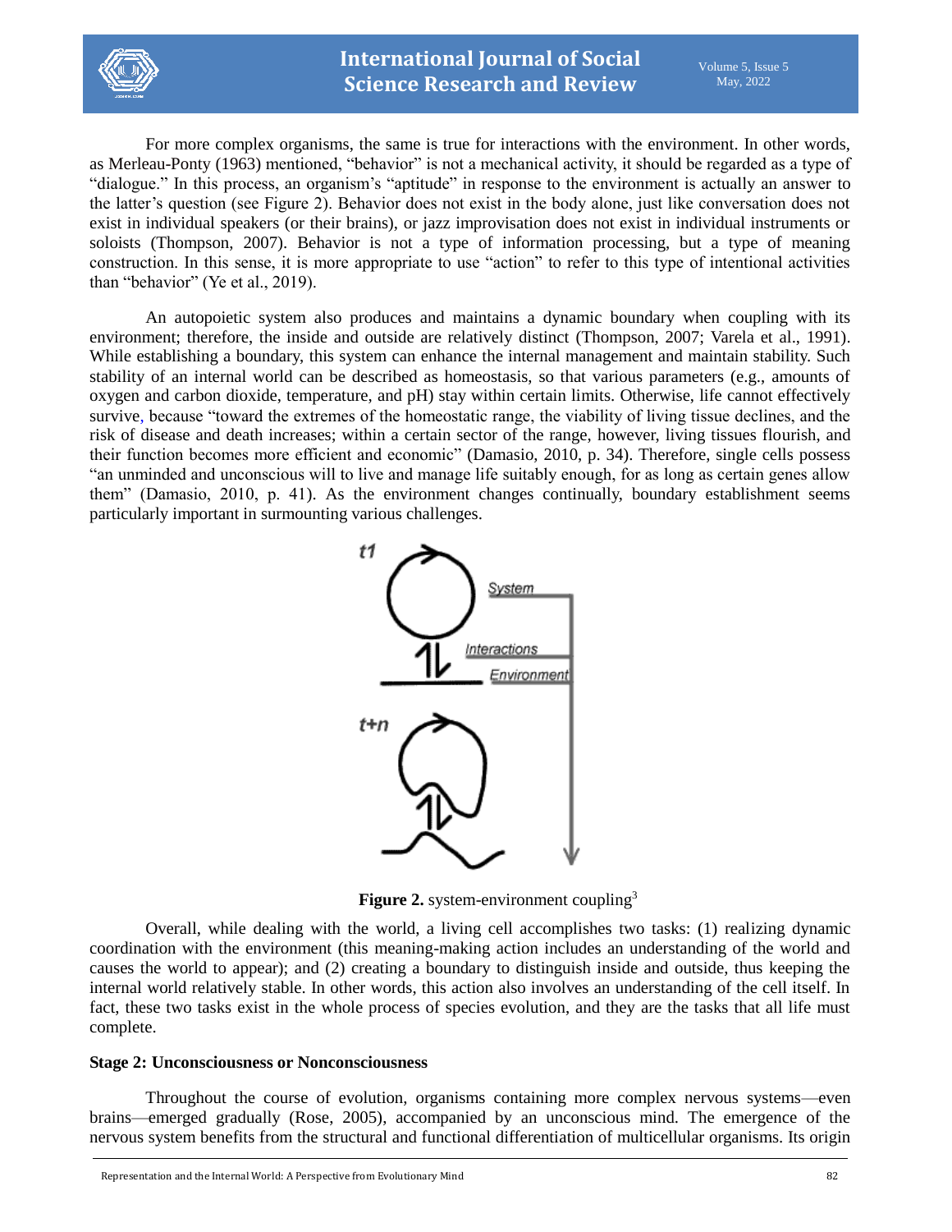For more complex organisms, the same is true for interactions with the environment. In other words, as Merleau-Ponty (1963) mentioned, "behavior" is not a mechanical activity, it should be regarded as a type of "dialogue." In this process, an organism's "aptitude" in response to the environment is actually an answer to the latter's question (see Figure 2). Behavior does not exist in the body alone, just like conversation does not exist in individual speakers (or their brains), or jazz improvisation does not exist in individual instruments or soloists (Thompson, 2007). Behavior is not a type of information processing, but a type of meaning construction. In this sense, it is more appropriate to use "action" to refer to this type of intentional activities than "behavior" (Ye et al., 2019).

An autopoietic system also produces and maintains a dynamic boundary when coupling with its environment; therefore, the inside and outside are relatively distinct (Thompson, 2007; Varela et al., 1991). While establishing a boundary, this system can enhance the internal management and maintain stability. Such stability of an internal world can be described as homeostasis, so that various parameters (e.g., amounts of oxygen and carbon dioxide, temperature, and pH) stay within certain limits. Otherwise, life cannot effectively survive, because "toward the extremes of the homeostatic range, the viability of living tissue declines, and the risk of disease and death increases; within a certain sector of the range, however, living tissues flourish, and their function becomes more efficient and economic" (Damasio, 2010, p. 34). Therefore, single cells possess "an unminded and unconscious will to live and manage life suitably enough, for as long as certain genes allow them" (Damasio, 2010, p. 41). As the environment changes continually, boundary establishment seems particularly important in surmounting various challenges.

t1

System

Interactions

Environment

t+n

**Figure 2.** system-environment coupling[3]

Overall, while dealing with the world, a living cell accomplishes two tasks: (1) realizing dynamic coordination with the environment (this meaning-making action includes an understanding of the world and causes the world to appear); and (2) creating a boundary to distinguish inside and outside, thus keeping the internal world relatively stable. In other words, this action also involves an understanding of the cell itself. In fact, these two tasks exist in the whole process of species evolution, and they are the tasks that all life must complete.

**Stage 2: Unconsciousness or Nonconsciousness**

Throughout the course of evolution, organisms containing more complex nervous systems—even brains—emerged gradually (Rose, 2005), accompanied by an unconscious mind. The emergence of the nervous system benefits from the structural and functional differentiation of multicellular organisms. Its origin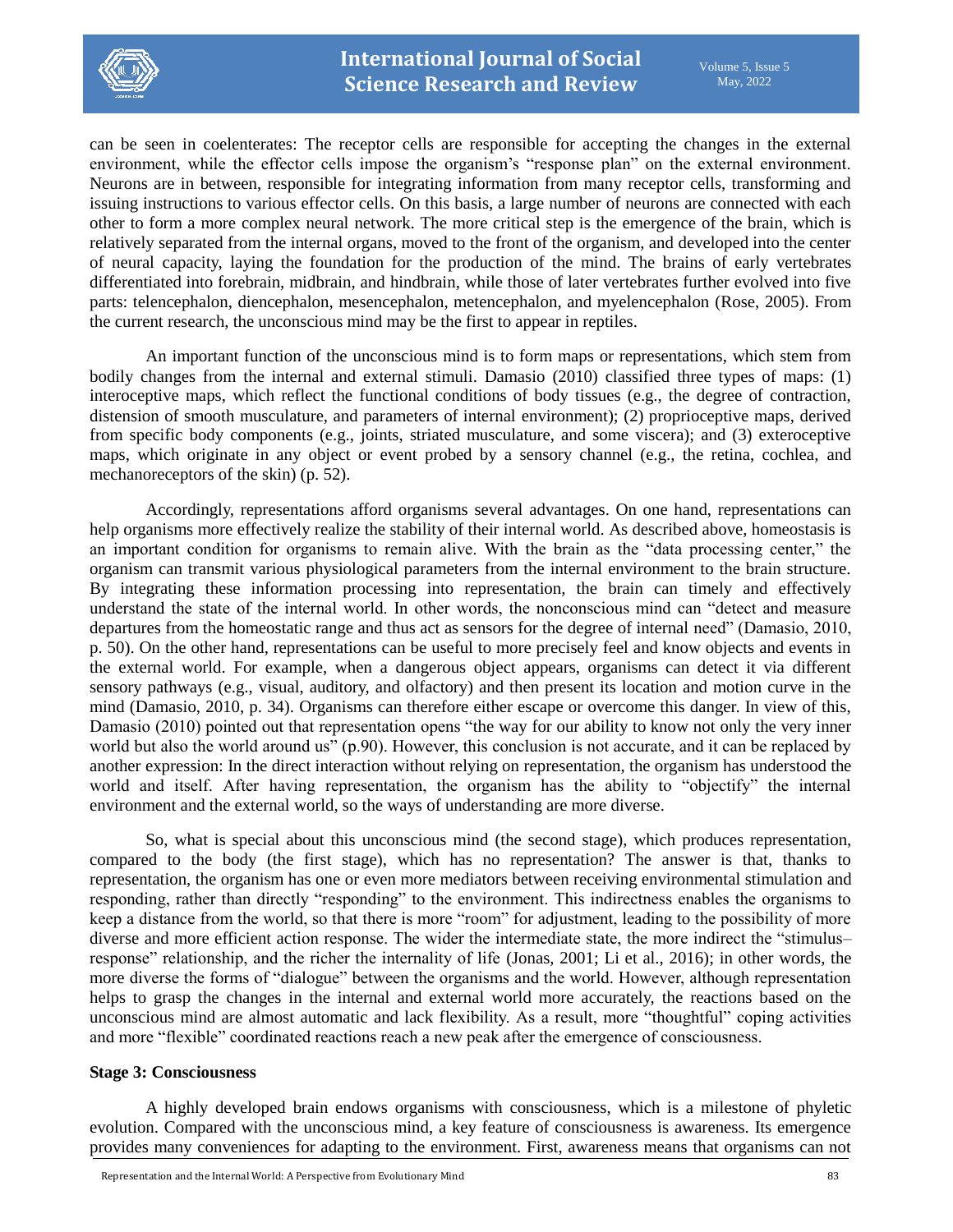can be seen in coelenterates: The receptor cells are responsible for accepting the changes in the external environment, while the effector cells impose the organism's "response plan" on the external environment. Neurons are in between, responsible for integrating information from many receptor cells, transforming and issuing instructions to various effector cells. On this basis, a large number of neurons are connected with each other to form a more complex neural network. The more critical step is the emergence of the brain, which is relatively separated from the internal organs, moved to the front of the organism, and developed into the center of neural capacity, laying the foundation for the production of the mind. The brains of early vertebrates differentiated into forebrain, midbrain, and hindbrain, while those of later vertebrates further evolved into five parts: telencephalon, diencephalon, mesencephalon, metencephalon, and myelencephalon (Rose, 2005). From the current research, the unconscious mind may be the first to appear in reptiles.

An important function of the unconscious mind is to form maps or representations, which stem from bodily changes from the internal and external stimuli. Damasio (2010) classified three types of maps: (1) interoceptive maps, which reflect the functional conditions of body tissues (e.g., the degree of contraction, distension of smooth musculature, and parameters of internal environment); (2) proprioceptive maps, derived from specific body components (e.g., joints, striated musculature, and some viscera); and (3) exteroceptive maps, which originate in any object or event probed by a sensory channel (e.g., the retina, cochlea, and mechanoreceptors of the skin) (p. 52).

Accordingly, representations afford organisms several advantages. On one hand, representations can help organisms more effectively realize the stability of their internal world. As described above, homeostasis is an important condition for organisms to remain alive. With the brain as the "data processing center," the organism can transmit various physiological parameters from the internal environment to the brain structure. By integrating these information processing into representation, the brain can timely and effectively understand the state of the internal world. In other words, the nonconscious mind can "detect and measure departures from the homeostatic range and thus act as sensors for the degree of internal need" (Damasio, 2010, p. 50). On the other hand, representations can be useful to more precisely feel and know objects and events in the external world. For example, when a dangerous object appears, organisms can detect it via different sensory pathways (e.g., visual, auditory, and olfactory) and then present its location and motion curve in the mind (Damasio, 2010, p. 34). Organisms can therefore either escape or overcome this danger. In view of this, Damasio (2010) pointed out that representation opens "the way for our ability to know not only the very inner world but also the world around us" (p.90). However, this conclusion is not accurate, and it can be replaced by another expression: In the direct interaction without relying on representation, the organism has understood the world and itself. After having representation, the organism has the ability to "objectify" the internal environment and the external world, so the ways of understanding are more diverse.

So, what is special about this unconscious mind (the second stage), which produces representation, compared to the body (the first stage), which has no representation? The answer is that, thanks to representation, the organism has one or even more mediators between receiving environmental stimulation and responding, rather than directly "responding" to the environment. This indirectness enables the organisms to keep a distance from the world, so that there is more "room" for adjustment, leading to the possibility of more diverse and more efficient action response. The wider the intermediate state, the more indirect the "stimulus–response" relationship, and the richer the internality of life (Jonas, 2001; Li et al., 2016); in other words, the more diverse the forms of "dialogue" between the organisms and the world. However, although representation helps to grasp the changes in the internal and external world more accurately, the reactions based on the unconscious mind are almost automatic and lack flexibility. As a result, more "thoughtful" coping activities and more "flexible" coordinated reactions reach a new peak after the emergence of consciousness.

**Stage 3: Consciousness**

A highly developed brain endows organisms with consciousness, which is a milestone of phyletic evolution. Compared with the unconscious mind, a key feature of consciousness is awareness. Its emergence provides many conveniences for adapting to the environment. First, awareness means that organisms can not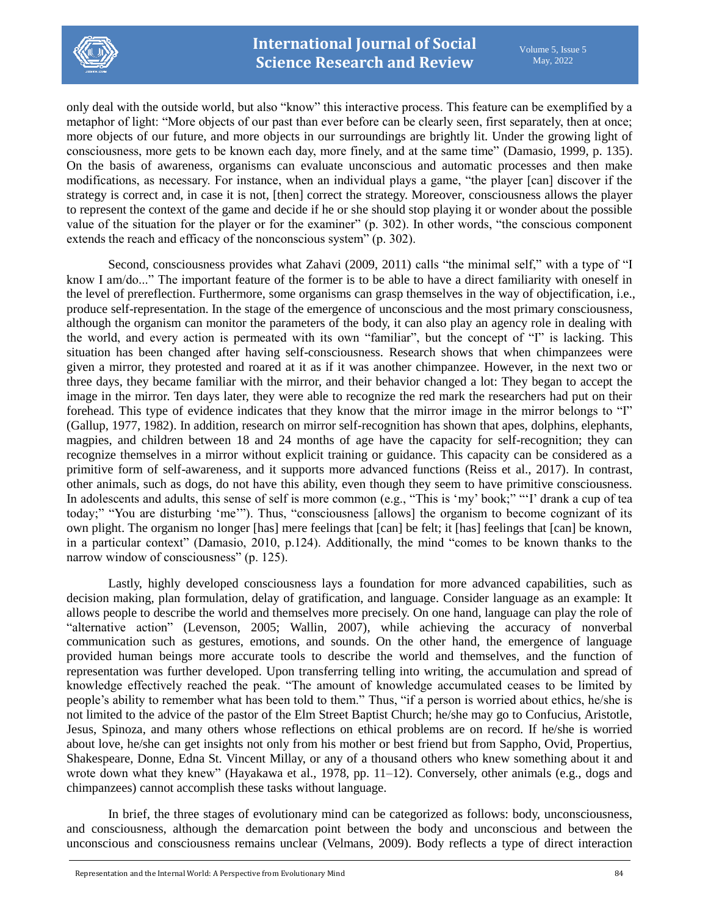only deal with the outside world, but also "know" this interactive process. This feature can be exemplified by a metaphor of light: "More objects of our past than ever before can be clearly seen, first separately, then at once; more objects of our future, and more objects in our surroundings are brightly lit. Under the growing light of consciousness, more gets to be known each day, more finely, and at the same time" (Damasio, 1999, p. 135). On the basis of awareness, organisms can evaluate unconscious and automatic processes and then make modifications, as necessary. For instance, when an individual plays a game, "the player [can] discover if the strategy is correct and, in case it is not, [then] correct the strategy. Moreover, consciousness allows the player to represent the context of the game and decide if he or she should stop playing it or wonder about the possible value of the situation for the player or for the examiner" (p. 302). In other words, "the conscious component extends the reach and efficacy of the nonconscious system" (p. 302).

Second, consciousness provides what Zahavi (2009, 2011) calls "the minimal self," with a type of "I know I am/do..." The important feature of the former is to be able to have a direct familiarity with oneself in the level of prereflection. Furthermore, some organisms can grasp themselves in the way of objectification, i.e., produce self-representation. In the stage of the emergence of unconscious and the most primary consciousness, although the organism can monitor the parameters of the body, it can also play an agency role in dealing with the world, and every action is permeated with its own "familiar", but the concept of "I" is lacking. This situation has been changed after having self-consciousness. Research shows that when chimpanzees were given a mirror, they protested and roared at it as if it was another chimpanzee. However, in the next two or three days, they became familiar with the mirror, and their behavior changed a lot: They began to accept the image in the mirror. Ten days later, they were able to recognize the red mark the researchers had put on their forehead. This type of evidence indicates that they know that the mirror image in the mirror belongs to "I" (Gallup, 1977, 1982). In addition, research on mirror self-recognition has shown that apes, dolphins, elephants, magpies, and children between 18 and 24 months of age have the capacity for self-recognition; they can recognize themselves in a mirror without explicit training or guidance. This capacity can be considered as a primitive form of self-awareness, and it supports more advanced functions (Reiss et al., 2017). In contrast, other animals, such as dogs, do not have this ability, even though they seem to have primitive consciousness. In adolescents and adults, this sense of self is more common (e.g., "This is 'my' book;" "'I' drank a cup of tea today;" "You are disturbing 'me'"). Thus, "consciousness [allows] the organism to become cognizant of its own plight. The organism no longer [has] mere feelings that [can] be felt; it [has] feelings that [can] be known, in a particular context" (Damasio, 2010, p.124). Additionally, the mind "comes to be known thanks to the narrow window of consciousness" (p. 125).

Lastly, highly developed consciousness lays a foundation for more advanced capabilities, such as decision making, plan formulation, delay of gratification, and language. Consider language as an example: It allows people to describe the world and themselves more precisely. On one hand, language can play the role of "alternative action" (Levenson, 2005; Wallin, 2007), while achieving the accuracy of nonverbal communication such as gestures, emotions, and sounds. On the other hand, the emergence of language provided human beings more accurate tools to describe the world and themselves, and the function of representation was further developed. Upon transferring telling into writing, the accumulation and spread of knowledge effectively reached the peak. "The amount of knowledge accumulated ceases to be limited by people's ability to remember what has been told to them." Thus, "if a person is worried about ethics, he/she is not limited to the advice of the pastor of the Elm Street Baptist Church; he/she may go to Confucius, Aristotle, Jesus, Spinoza, and many others whose reflections on ethical problems are on record. If he/she is worried about love, he/she can get insights not only from his mother or best friend but from Sappho, Ovid, Propertius, Shakespeare, Donne, Edna St. Vincent Millay, or any of a thousand others who knew something about it and wrote down what they knew" (Hayakawa et al., 1978, pp. 11–12). Conversely, other animals (e.g., dogs and chimpanzees) cannot accomplish these tasks without language.

In brief, the three stages of evolutionary mind can be categorized as follows: body, unconsciousness, and consciousness, although the demarcation point between the body and unconscious and between the unconscious and consciousness remains unclear (Velmans, 2009). Body reflects a type of direct interaction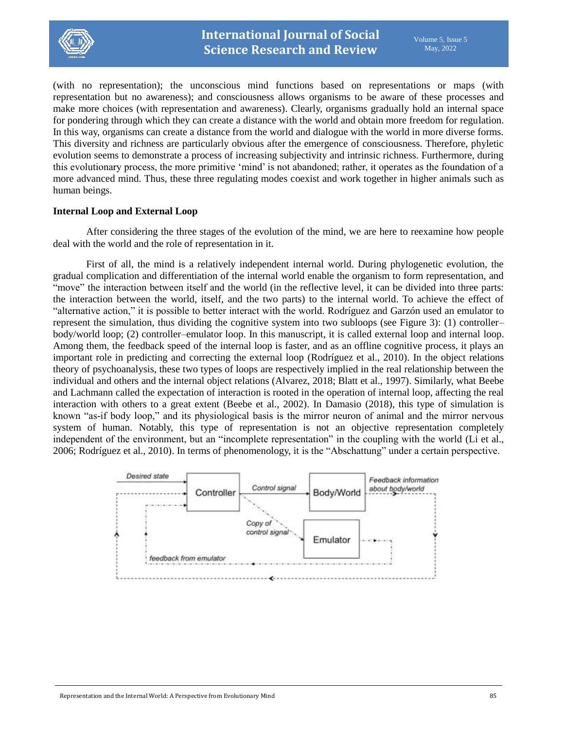(with no representation); the unconscious mind functions based on representations or maps (with representation but no awareness); and consciousness allows organisms to be aware of these processes and make more choices (with representation and awareness). Clearly, organisms gradually hold an internal space for pondering through which they can create a distance with the world and obtain more freedom for regulation. In this way, organisms can create a distance from the world and dialogue with the world in more diverse forms. This diversity and richness are particularly obvious after the emergence of consciousness. Therefore, phyletic evolution seems to demonstrate a process of increasing subjectivity and intrinsic richness. Furthermore, during this evolutionary process, the more primitive 'mind' is not abandoned; rather, it operates as the foundation of a more advanced mind. Thus, these three regulating modes coexist and work together in higher animals such as human beings.

**Internal Loop and External Loop**

After considering the three stages of the evolution of the mind, we are here to reexamine how people deal with the world and the role of representation in it.

First of all, the mind is a relatively independent internal world. During phylogenetic evolution, the gradual complication and differentiation of the internal world enable the organism to form representation, and "move" the interaction between itself and the world (in the reflective level, it can be divided into three parts: the interaction between the world, itself, and the two parts) to the internal world. To achieve the effect of "alternative action," it is possible to better interact with the world. Rodríguez and Garzón used an emulator to represent the simulation, thus dividing the cognitive system into two subloops (see Figure 3): (1) controller–body/world loop; (2) controller–emulator loop. In this manuscript, it is called external loop and internal loop. Among them, the feedback speed of the internal loop is faster, and as an offline cognitive process, it plays an important role in predicting and correcting the external loop (Rodríguez et al., 2010). In the object relations theory of psychoanalysis, these two types of loops are respectively implied in the real relationship between the individual and others and the internal object relations (Alvarez, 2018; Blatt et al., 1997). Similarly, what Beebe and Lachmann called the expectation of interaction is rooted in the operation of internal loop, affecting the real interaction with others to a great extent (Beebe et al., 2002). In Damasio (2018), this type of simulation is known "as-if body loop," and its physiological basis is the mirror neuron of animal and the mirror nervous system of human. Notably, this type of representation is not an objective representation completely independent of the environment, but an "incomplete representation" in the coupling with the world (Li et al., 2006; Rodríguez et al., 2010). In terms of phenomenology, it is the "Abschattung" under a certain perspective.

Desired state
Controller
Control signal
Body/World
Feedback information about body/world
Copy of control signal
Emulator
feedback from emulator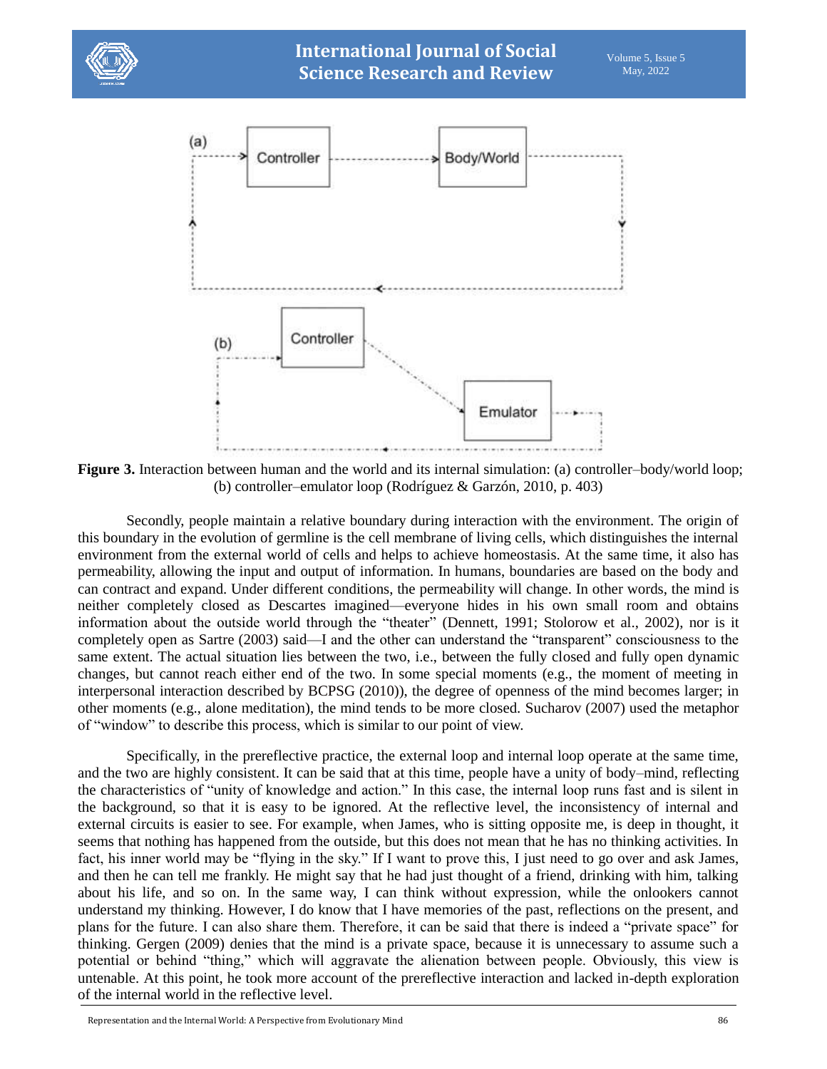(a)

Controller

Body/World

(b)

Controller

Emulator

**Figure 3.** Interaction between human and the world and its internal simulation: (a) controller–body/world loop; (b) controller–emulator loop (Rodríguez & Garzón, 2010, p. 403)

Secondly, people maintain a relative boundary during interaction with the environment. The origin of this boundary in the evolution of germline is the cell membrane of living cells, which distinguishes the internal environment from the external world of cells and helps to achieve homeostasis. At the same time, it also has permeability, allowing the input and output of information. In humans, boundaries are based on the body and can contract and expand. Under different conditions, the permeability will change. In other words, the mind is neither completely closed as Descartes imagined—everyone hides in his own small room and obtains information about the outside world through the "theater" (Dennett, 1991; Stolorow et al., 2002), nor is it completely open as Sartre (2003) said—I and the other can understand the "transparent" consciousness to the same extent. The actual situation lies between the two, i.e., between the fully closed and fully open dynamic changes, but cannot reach either end of the two. In some special moments (e.g., the moment of meeting in interpersonal interaction described by BCPSG (2010)), the degree of openness of the mind becomes larger; in other moments (e.g., alone meditation), the mind tends to be more closed. Sucharov (2007) used the metaphor of "window" to describe this process, which is similar to our point of view.

Specifically, in the prereflective practice, the external loop and internal loop operate at the same time, and the two are highly consistent. It can be said that at this time, people have a unity of body–mind, reflecting the characteristics of "unity of knowledge and action." In this case, the internal loop runs fast and is silent in the background, so that it is easy to be ignored. At the reflective level, the inconsistency of internal and external circuits is easier to see. For example, when James, who is sitting opposite me, is deep in thought, it seems that nothing has happened from the outside, but this does not mean that he has no thinking activities. In fact, his inner world may be "flying in the sky." If I want to prove this, I just need to go over and ask James, and then he can tell me frankly. He might say that he had just thought of a friend, drinking with him, talking about his life, and so on. In the same way, I can think without expression, while the onlookers cannot understand my thinking. However, I do know that I have memories of the past, reflections on the present, and plans for the future. I can also share them. Therefore, it can be said that there is indeed a "private space" for thinking. Gergen (2009) denies that the mind is a private space, because it is unnecessary to assume such a potential or behind "thing," which will aggravate the alienation between people. Obviously, this view is untenable. At this point, he took more account of the prereflective interaction and lacked in-depth exploration of the internal world in the reflective level.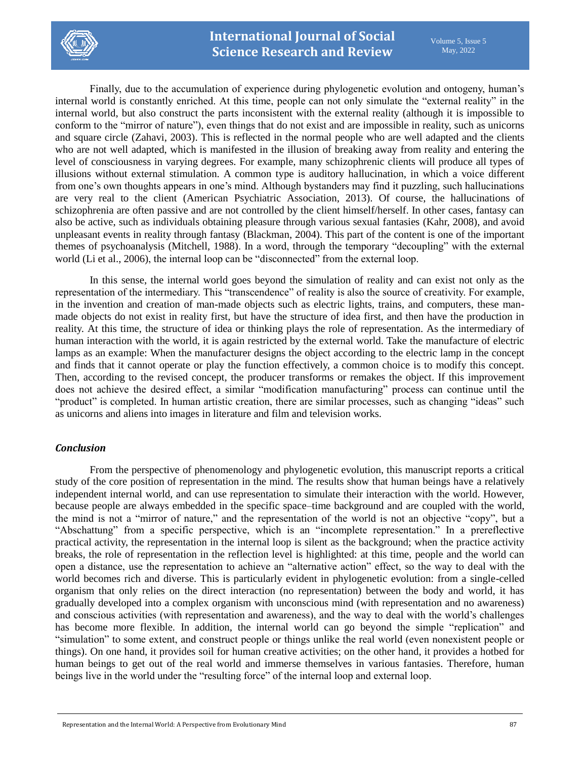Finally, due to the accumulation of experience during phylogenetic evolution and ontogeny, human's internal world is constantly enriched. At this time, people can not only simulate the "external reality" in the internal world, but also construct the parts inconsistent with the external reality (although it is impossible to conform to the "mirror of nature"), even things that do not exist and are impossible in reality, such as unicorns and square circle (Zahavi, 2003). This is reflected in the normal people who are well adapted and the clients who are not well adapted, which is manifested in the illusion of breaking away from reality and entering the level of consciousness in varying degrees. For example, many schizophrenic clients will produce all types of illusions without external stimulation. A common type is auditory hallucination, in which a voice different from one's own thoughts appears in one's mind. Although bystanders may find it puzzling, such hallucinations are very real to the client (American Psychiatric Association, 2013). Of course, the hallucinations of schizophrenia are often passive and are not controlled by the client himself/herself. In other cases, fantasy can also be active, such as individuals obtaining pleasure through various sexual fantasies (Kahr, 2008), and avoid unpleasant events in reality through fantasy (Blackman, 2004). This part of the content is one of the important themes of psychoanalysis (Mitchell, 1988). In a word, through the temporary "decoupling" with the external world (Li et al., 2006), the internal loop can be "disconnected" from the external loop.

In this sense, the internal world goes beyond the simulation of reality and can exist not only as the representation of the intermediary. This "transcendence" of reality is also the source of creativity. For example, in the invention and creation of man-made objects such as electric lights, trains, and computers, these man-made objects do not exist in reality first, but have the structure of idea first, and then have the production in reality. At this time, the structure of idea or thinking plays the role of representation. As the intermediary of human interaction with the world, it is again restricted by the external world. Take the manufacture of electric lamps as an example: When the manufacturer designs the object according to the electric lamp in the concept and finds that it cannot operate or play the function effectively, a common choice is to modify this concept. Then, according to the revised concept, the producer transforms or remakes the object. If this improvement does not achieve the desired effect, a similar "modification manufacturing" process can continue until the "product" is completed. In human artistic creation, there are similar processes, such as changing "ideas" such as unicorns and aliens into images in literature and film and television works.

## *Conclusion*

From the perspective of phenomenology and phylogenetic evolution, this manuscript reports a critical study of the core position of representation in the mind. The results show that human beings have a relatively independent internal world, and can use representation to simulate their interaction with the world. However, because people are always embedded in the specific space–time background and are coupled with the world, the mind is not a "mirror of nature," and the representation of the world is not an objective "copy", but a "Abschattung" from a specific perspective, which is an "incomplete representation." In a prereflective practical activity, the representation in the internal loop is silent as the background; when the practice activity breaks, the role of representation in the reflection level is highlighted: at this time, people and the world can open a distance, use the representation to achieve an "alternative action" effect, so the way to deal with the world becomes rich and diverse. This is particularly evident in phylogenetic evolution: from a single-celled organism that only relies on the direct interaction (no representation) between the body and world, it has gradually developed into a complex organism with unconscious mind (with representation and no awareness) and conscious activities (with representation and awareness), and the way to deal with the world's challenges has become more flexible. In addition, the internal world can go beyond the simple "replication" and "simulation" to some extent, and construct people or things unlike the real world (even nonexistent people or things). On one hand, it provides soil for human creative activities; on the other hand, it provides a hotbed for human beings to get out of the real world and immerse themselves in various fantasies. Therefore, human beings live in the world under the "resulting force" of the internal loop and external loop.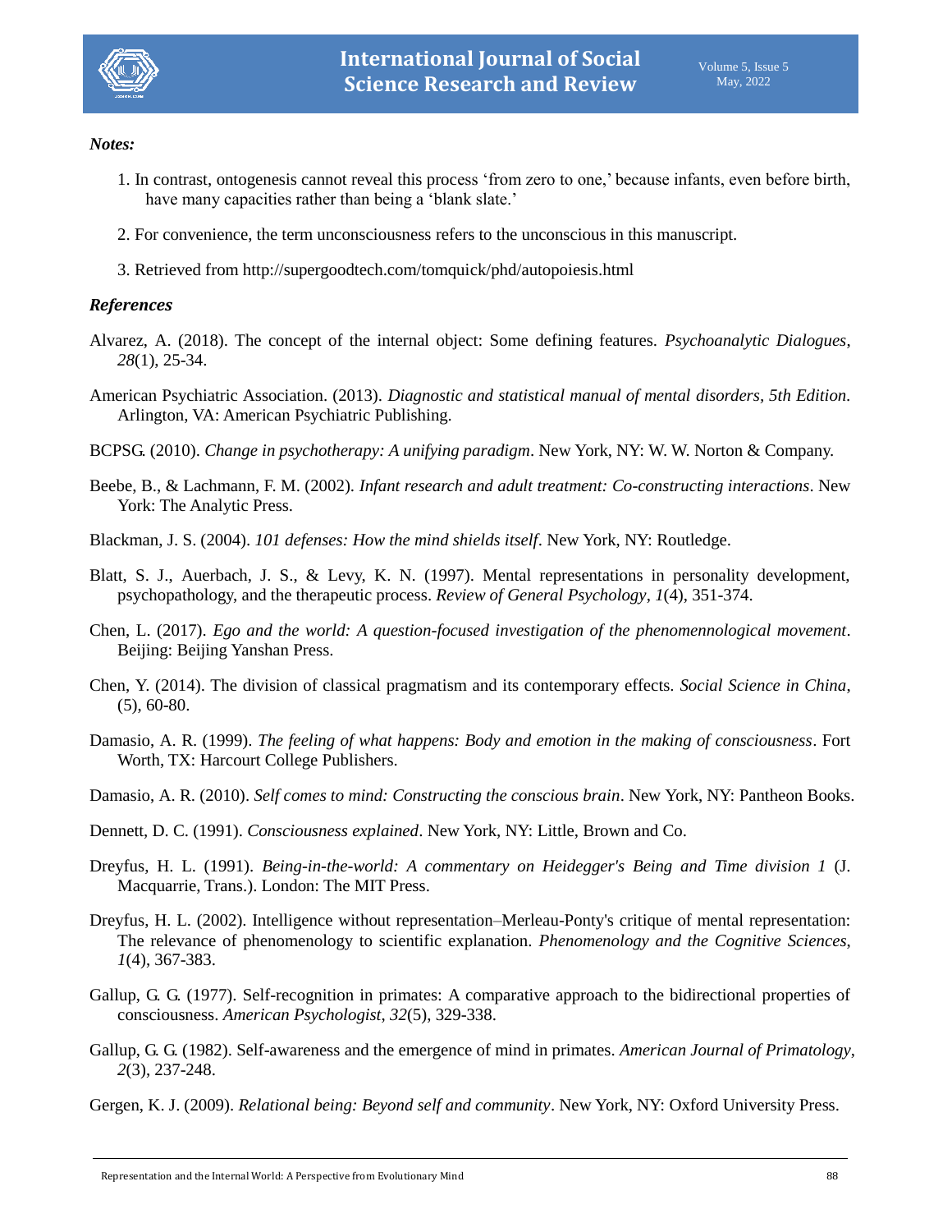***Notes:***

1. In contrast, ontogenesis cannot reveal this process 'from zero to one,' because infants, even before birth, have many capacities rather than being a 'blank slate.'

2. For convenience, the term unconsciousness refers to the unconscious in this manuscript.

3. Retrieved from http://supergoodtech.com/tomquick/phd/autopoiesis.html

## *References*

Alvarez, A. (2018). The concept of the internal object: Some defining features. *Psychoanalytic Dialogues*, *28*(1), 25-34.

American Psychiatric Association. (2013). *Diagnostic and statistical manual of mental disorders, 5th Edition*. Arlington, VA: American Psychiatric Publishing.

BCPSG. (2010). *Change in psychotherapy: A unifying paradigm*. New York, NY: W. W. Norton & Company.

Beebe, B., & Lachmann, F. M. (2002). *Infant research and adult treatment: Co-constructing interactions*. New York: The Analytic Press.

Blackman, J. S. (2004). *101 defenses: How the mind shields itself*. New York, NY: Routledge.

Blatt, S. J., Auerbach, J. S., & Levy, K. N. (1997). Mental representations in personality development, psychopathology, and the therapeutic process. *Review of General Psychology*, *1*(4), 351-374.

Chen, L. (2017). *Ego and the world: A question-focused investigation of the phenomennological movement*. Beijing: Beijing Yanshan Press.

Chen, Y. (2014). The division of classical pragmatism and its contemporary effects. *Social Science in China*, (5), 60-80.

Damasio, A. R. (1999). *The feeling of what happens: Body and emotion in the making of consciousness*. Fort Worth, TX: Harcourt College Publishers.

Damasio, A. R. (2010). *Self comes to mind: Constructing the conscious brain*. New York, NY: Pantheon Books.

Dennett, D. C. (1991). *Consciousness explained*. New York, NY: Little, Brown and Co.

Dreyfus, H. L. (1991). *Being-in-the-world: A commentary on Heidegger's Being and Time division 1* (J. Macquarrie, Trans.). London: The MIT Press.

Dreyfus, H. L. (2002). Intelligence without representation–Merleau-Ponty's critique of mental representation: The relevance of phenomenology to scientific explanation. *Phenomenology and the Cognitive Sciences*, *1*(4), 367-383.

Gallup, G. G. (1977). Self-recognition in primates: A comparative approach to the bidirectional properties of consciousness. *American Psychologist*, *32*(5), 329-338.

Gallup, G. G. (1982). Self-awareness and the emergence of mind in primates. *American Journal of Primatology*, *2*(3), 237-248.

Gergen, K. J. (2009). *Relational being: Beyond self and community*. New York, NY: Oxford University Press.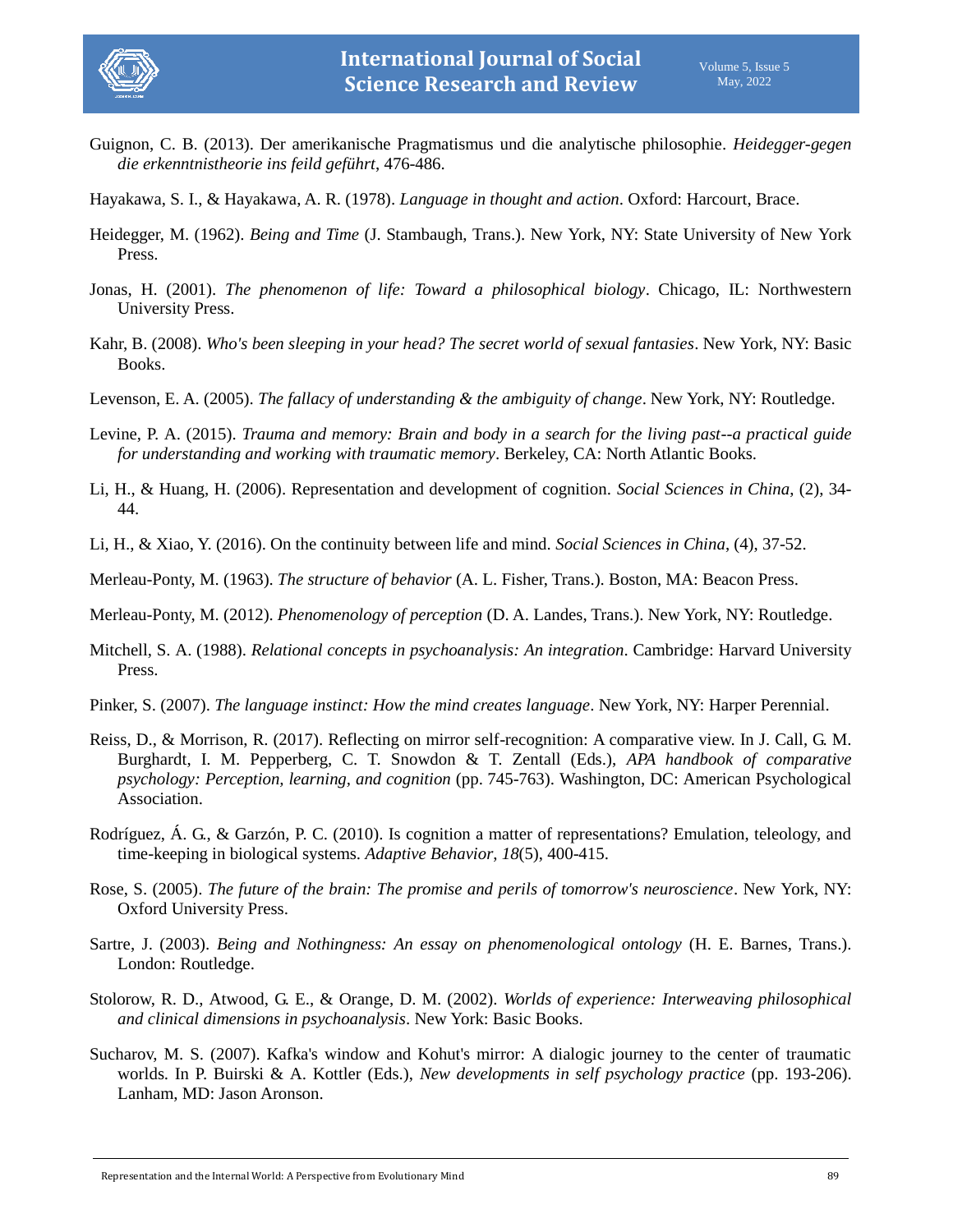Guignon, C. B. (2013). Der amerikanische Pragmatismus und die analytische philosophie. *Heidegger-gegen die erkenntnistheorie ins feild geführt*, 476-486.

Hayakawa, S. I., & Hayakawa, A. R. (1978). *Language in thought and action*. Oxford: Harcourt, Brace.

Heidegger, M. (1962). *Being and Time* (J. Stambaugh, Trans.). New York, NY: State University of New York Press.

Jonas, H. (2001). *The phenomenon of life: Toward a philosophical biology*. Chicago, IL: Northwestern University Press.

Kahr, B. (2008). *Who's been sleeping in your head? The secret world of sexual fantasies*. New York, NY: Basic Books.

Levenson, E. A. (2005). *The fallacy of understanding & the ambiguity of change*. New York, NY: Routledge.

Levine, P. A. (2015). *Trauma and memory: Brain and body in a search for the living past--a practical guide for understanding and working with traumatic memory*. Berkeley, CA: North Atlantic Books.

Li, H., & Huang, H. (2006). Representation and development of cognition. *Social Sciences in China*, (2), 34-44.

Li, H., & Xiao, Y. (2016). On the continuity between life and mind. *Social Sciences in China*, (4), 37-52.

Merleau-Ponty, M. (1963). *The structure of behavior* (A. L. Fisher, Trans.). Boston, MA: Beacon Press.

Merleau-Ponty, M. (2012). *Phenomenology of perception* (D. A. Landes, Trans.). New York, NY: Routledge.

Mitchell, S. A. (1988). *Relational concepts in psychoanalysis: An integration*. Cambridge: Harvard University Press.

Pinker, S. (2007). *The language instinct: How the mind creates language*. New York, NY: Harper Perennial.

Reiss, D., & Morrison, R. (2017). Reflecting on mirror self-recognition: A comparative view. In J. Call, G. M. Burghardt, I. M. Pepperberg, C. T. Snowdon & T. Zentall (Eds.), *APA handbook of comparative psychology: Perception, learning, and cognition* (pp. 745-763). Washington, DC: American Psychological Association.

Rodríguez, Á. G., & Garzón, P. C. (2010). Is cognition a matter of representations? Emulation, teleology, and time-keeping in biological systems. *Adaptive Behavior*, *18*(5), 400-415.

Rose, S. (2005). *The future of the brain: The promise and perils of tomorrow's neuroscience*. New York, NY: Oxford University Press.

Sartre, J. (2003). *Being and Nothingness: An essay on phenomenological ontology* (H. E. Barnes, Trans.). London: Routledge.

Stolorow, R. D., Atwood, G. E., & Orange, D. M. (2002). *Worlds of experience: Interweaving philosophical and clinical dimensions in psychoanalysis*. New York: Basic Books.

Sucharov, M. S. (2007). Kafka's window and Kohut's mirror: A dialogic journey to the center of traumatic worlds. In P. Buirski & A. Kottler (Eds.), *New developments in self psychology practice* (pp. 193-206). Lanham, MD: Jason Aronson.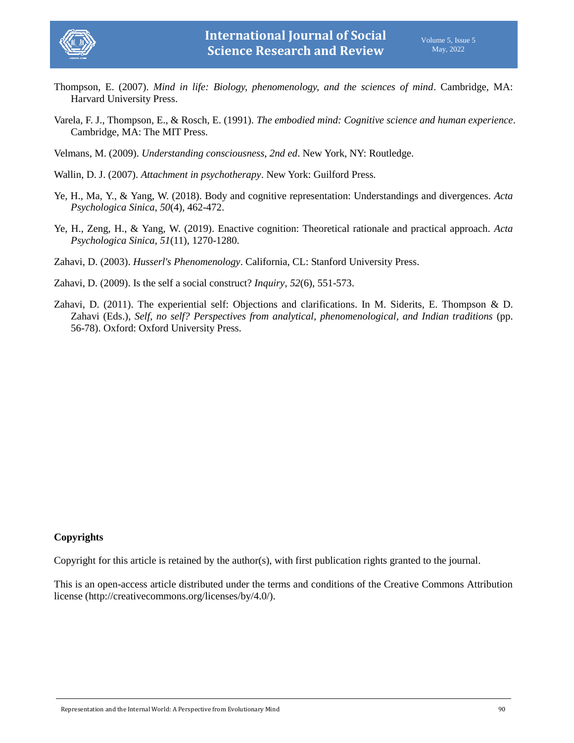Thompson, E. (2007). *Mind in life: Biology, phenomenology, and the sciences of mind*. Cambridge, MA: Harvard University Press.

Varela, F. J., Thompson, E., & Rosch, E. (1991). *The embodied mind: Cognitive science and human experience*. Cambridge, MA: The MIT Press.

Velmans, M. (2009). *Understanding consciousness, 2nd ed*. New York, NY: Routledge.

Wallin, D. J. (2007). *Attachment in psychotherapy*. New York: Guilford Press.

Ye, H., Ma, Y., & Yang, W. (2018). Body and cognitive representation: Understandings and divergences. *Acta Psychologica Sinica*, *50*(4), 462-472.

Ye, H., Zeng, H., & Yang, W. (2019). Enactive cognition: Theoretical rationale and practical approach. *Acta Psychologica Sinica*, *51*(11), 1270-1280.

Zahavi, D. (2003). *Husserl's Phenomenology*. California, CL: Stanford University Press.

Zahavi, D. (2009). Is the self a social construct? *Inquiry*, *52*(6), 551-573.

Zahavi, D. (2011). The experiential self: Objections and clarifications. In M. Siderits, E. Thompson & D. Zahavi (Eds.), *Self, no self? Perspectives from analytical, phenomenological, and Indian traditions* (pp. 56-78). Oxford: Oxford University Press.

**Copyrights**

Copyright for this article is retained by the author(s), with first publication rights granted to the journal.

This is an open-access article distributed under the terms and conditions of the Creative Commons Attribution license (http://creativecommons.org/licenses/by/4.0/).